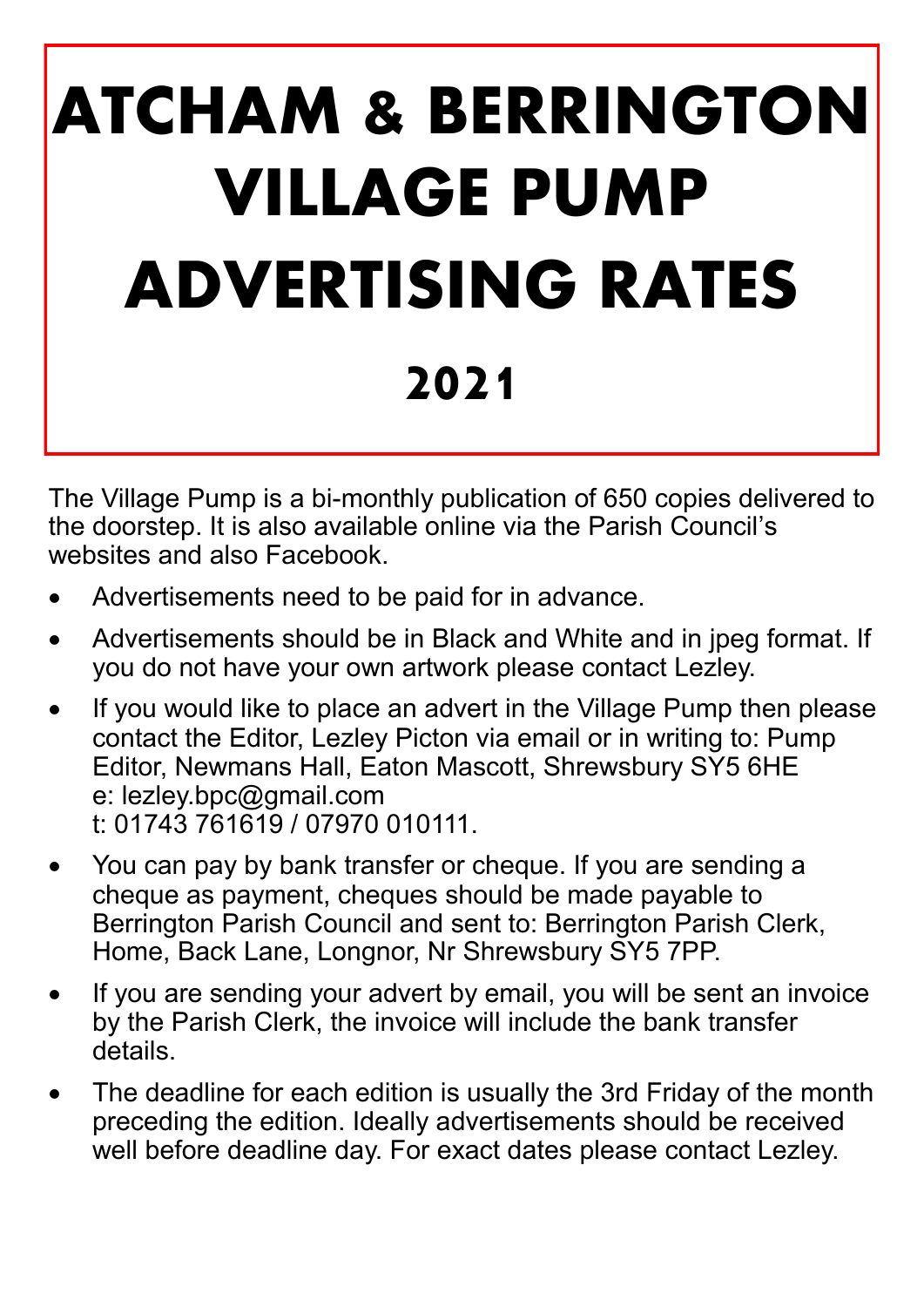# ATCHAM & BERRINGTON VILLAGE PUMP ADVERTISING RATES

## 2021

The Village Pump is a bi-monthly publication of 650 copies delivered to the doorstep. It is also available online via the Parish Council's websites and also Facebook.

- Advertisements need to be paid for in advance.
- Advertisements should be in Black and White and in jpeg format. If you do not have your own artwork please contact Lezley.
- If you would like to place an advert in the Village Pump then please contact the Editor, Lezley Picton via email or in writing to: Pump Editor, Newmans Hall, Eaton Mascott, Shrewsbury SY5 6HE
  e: lezley.bpc@gmail.com
  t: 01743 761619 / 07970 010111.
- You can pay by bank transfer or cheque. If you are sending a cheque as payment, cheques should be made payable to Berrington Parish Council and sent to: Berrington Parish Clerk, Home, Back Lane, Longnor, Nr Shrewsbury SY5 7PP.
- If you are sending your advert by email, you will be sent an invoice by the Parish Clerk, the invoice will include the bank transfer details.
- The deadline for each edition is usually the 3rd Friday of the month preceding the edition. Ideally advertisements should be received well before deadline day. For exact dates please contact Lezley.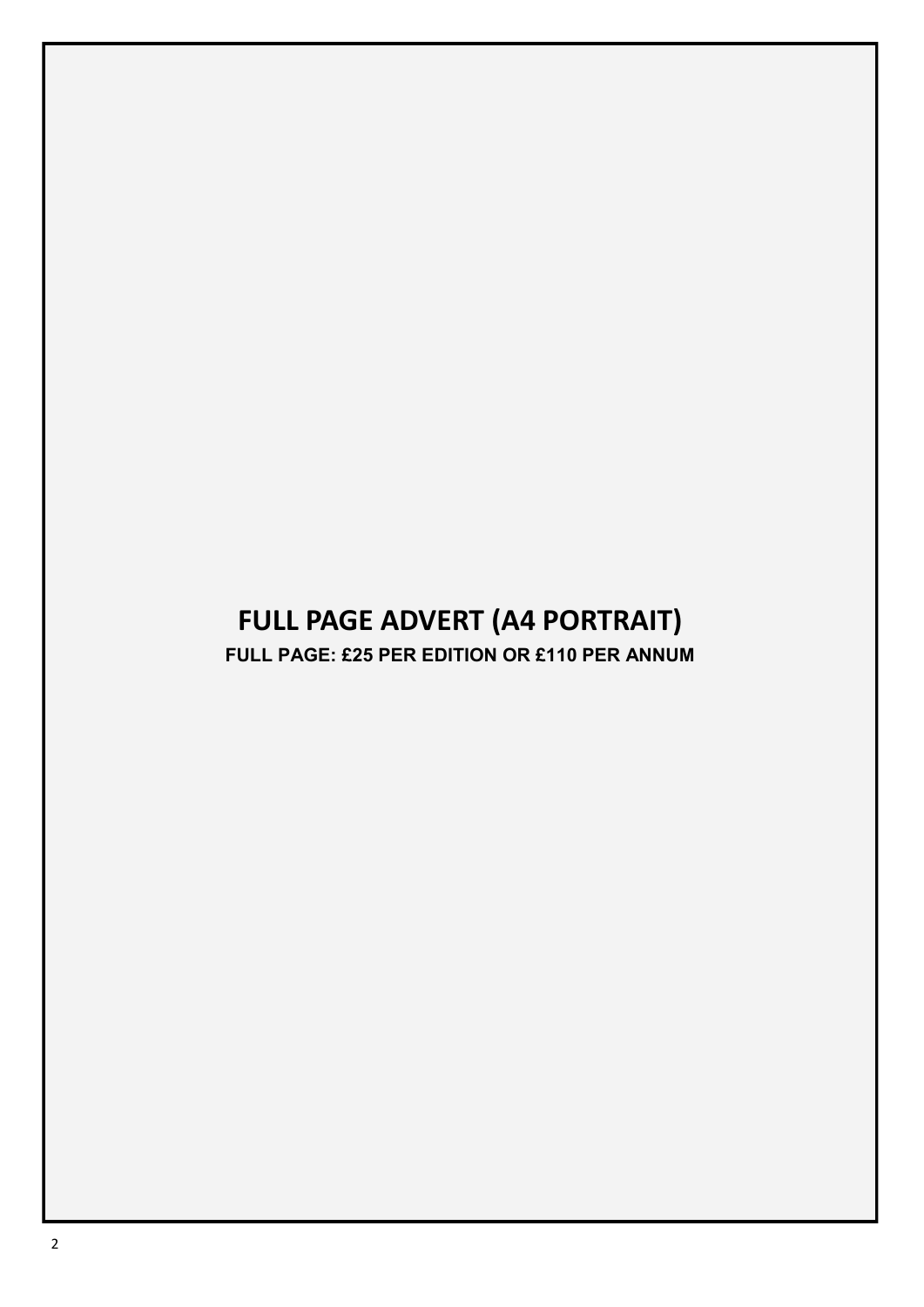# FULL PAGE ADVERT (A4 PORTRAIT)

**FULL PAGE: £25 PER EDITION OR £110 PER ANNUM**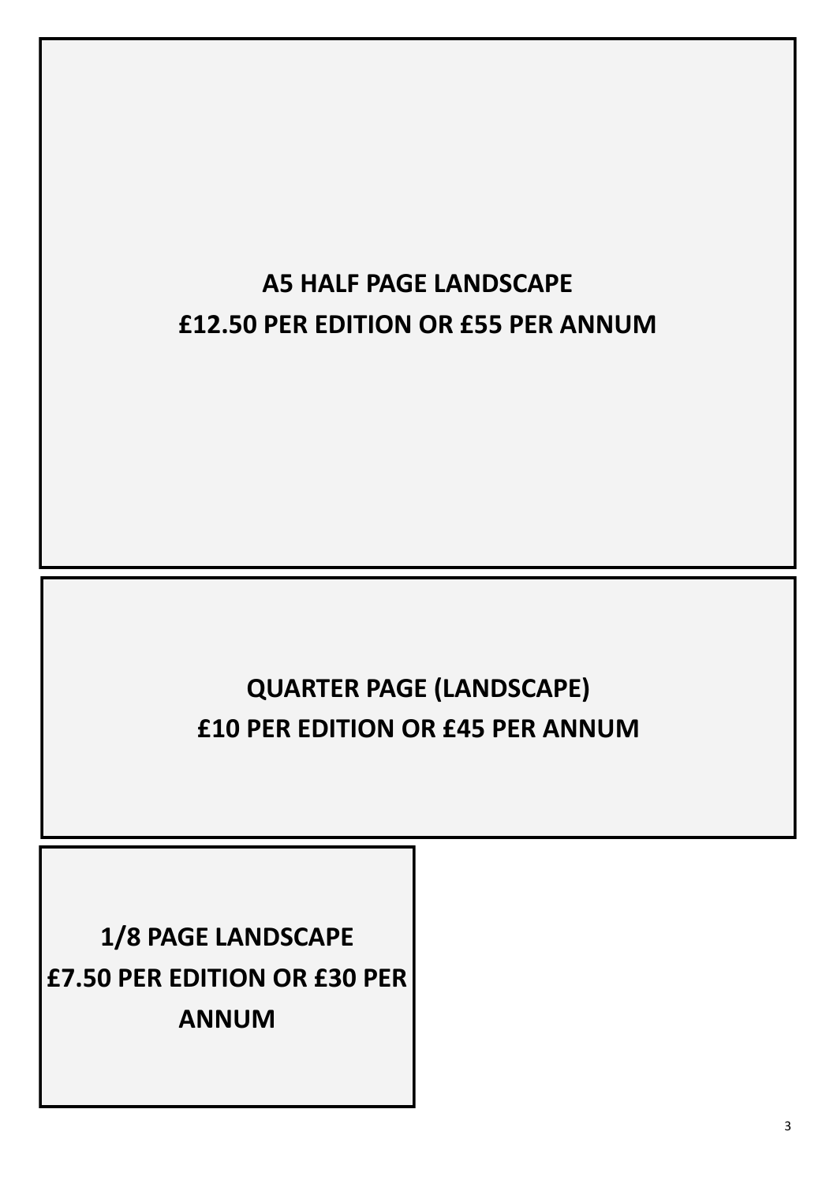**A5 HALF PAGE LANDSCAPE**

**£12.50 PER EDITION OR £55 PER ANNUM**

**QUARTER PAGE (LANDSCAPE)**

**£10 PER EDITION OR £45 PER ANNUM**

**1/8 PAGE LANDSCAPE**

**£7.50 PER EDITION OR £30 PER ANNUM**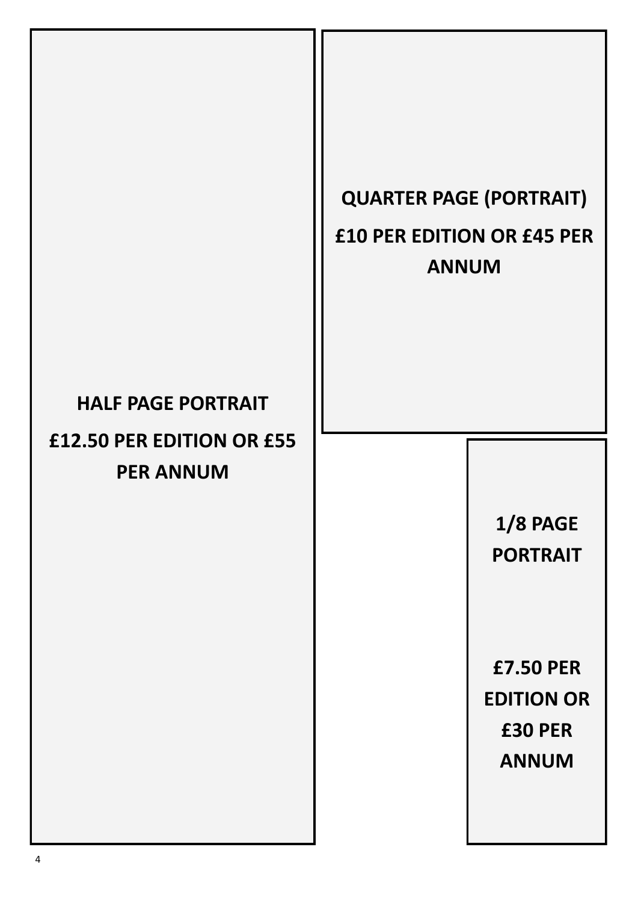**HALF PAGE PORTRAIT**

**£12.50 PER EDITION OR £55 PER ANNUM**

**QUARTER PAGE (PORTRAIT)**

**£10 PER EDITION OR £45 PER ANNUM**

**1/8 PAGE PORTRAIT**

**£7.50 PER EDITION OR £30 PER ANNUM**